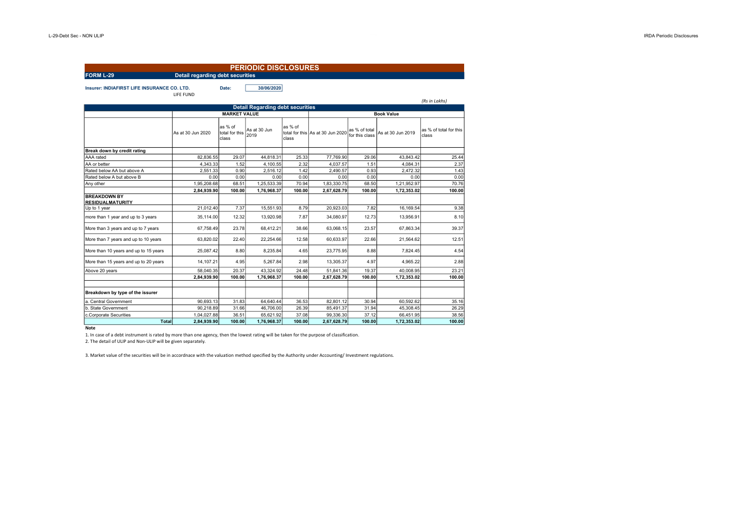# PERIODIC DISCLOSURES

**FORM L-29** **Detail regarding debt securities**

**Insurer: INDIAFIRST LIFE INSURANCE CO. LTD.** **Date:** 30/06/2020

LIFE FUND

*(Rs in Lakhs)*

| Detail Regarding debt securities | | | | | | | | |
|---|---|---|---|---|---|---|---|---|
| | MARKET VALUE | | | | Book Value | | | |
| | As at 30 Jun 2020 | as % of total for this class | As at 30 Jun 2019 | as % of total for this class | As at 30 Jun 2020 | as % of total for this class | As at 30 Jun 2019 | as % of total for this class |
| **Break down by credit rating** | | | | | | | | |
| AAA rated | 82,836.55 | 29.07 | 44,818.31 | 25.33 | 77,769.90 | 29.06 | 43,843.42 | 25.44 |
| AA or better | 4,343.33 | 1.52 | 4,100.55 | 2.32 | 4,037.57 | 1.51 | 4,084.31 | 2.37 |
| Rated below AA but above A | 2,551.33 | 0.90 | 2,516.12 | 1.42 | 2,490.57 | 0.93 | 2,472.32 | 1.43 |
| Rated below A but above B | 0.00 | 0.00 | 0.00 | 0.00 | 0.00 | 0.00 | 0.00 | 0.00 |
| Any other | 1,95,208.68 | 68.51 | 1,25,533.39 | 70.94 | 1,83,330.75 | 68.50 | 1,21,952.97 | 70.76 |
| | **2,84,939.90** | **100.00** | **1,76,968.37** | **100.00** | **2,67,628.79** | **100.00** | **1,72,353.02** | **100.00** |
| **BREAKDOWN BY RESIDUALMATURITY** | | | | | | | | |
| Up to 1 year | 21,012.40 | 7.37 | 15,551.93 | 8.79 | 20,923.03 | 7.82 | 16,169.54 | 9.38 |
| more than 1 year and up to 3 years | 35,114.00 | 12.32 | 13,920.98 | 7.87 | 34,080.97 | 12.73 | 13,956.91 | 8.10 |
| More than 3 years and up to 7 years | 67,758.49 | 23.78 | 68,412.21 | 38.66 | 63,068.15 | 23.57 | 67,863.34 | 39.37 |
| More than 7 years and up to 10 years | 63,820.02 | 22.40 | 22,254.66 | 12.58 | 60,633.97 | 22.66 | 21,564.62 | 12.51 |
| More than 10 years and up to 15 years | 25,087.42 | 8.80 | 8,235.84 | 4.65 | 23,775.95 | 8.88 | 7,824.45 | 4.54 |
| More than 15 years and up to 20 years | 14,107.21 | 4.95 | 5,267.84 | 2.98 | 13,305.37 | 4.97 | 4,965.22 | 2.88 |
| Above 20 years | 58,040.35 | 20.37 | 43,324.92 | 24.48 | 51,841.36 | 19.37 | 40,008.95 | 23.21 |
| | **2,84,939.90** | **100.00** | **1,76,968.37** | **100.00** | **2,67,628.79** | **100.00** | **1,72,353.02** | **100.00** |
| | | | | | | | | |
| **Breakdown by type of the issurer** | | | | | | | | |
| a. Central Government | 90,693.13 | 31.83 | 64,640.44 | 36.53 | 82,801.12 | 30.94 | 60,592.62 | 35.16 |
| b. State Government | 90,218.89 | 31.66 | 46,706.00 | 26.39 | 85,491.37 | 31.94 | 45,308.45 | 26.29 |
| c.Corporate Securities | 1,04,027.88 | 36.51 | 65,621.92 | 37.08 | 99,336.30 | 37.12 | 66,451.95 | 38.56 |
| **Total** | **2,84,939.90** | **100.00** | **1,76,968.37** | **100.00** | **2,67,628.79** | **100.00** | **1,72,353.02** | **100.00** |

**Note**

1. In case of a debt instrument is rated by more than one agency, then the lowest rating will be taken for the purpose of classification.
2. The detail of ULIP and Non-ULIP will be given separately.
3. Market value of the securities will be in accordnace with the valuation method specified by the Authority under Accounting/ Investment regulations.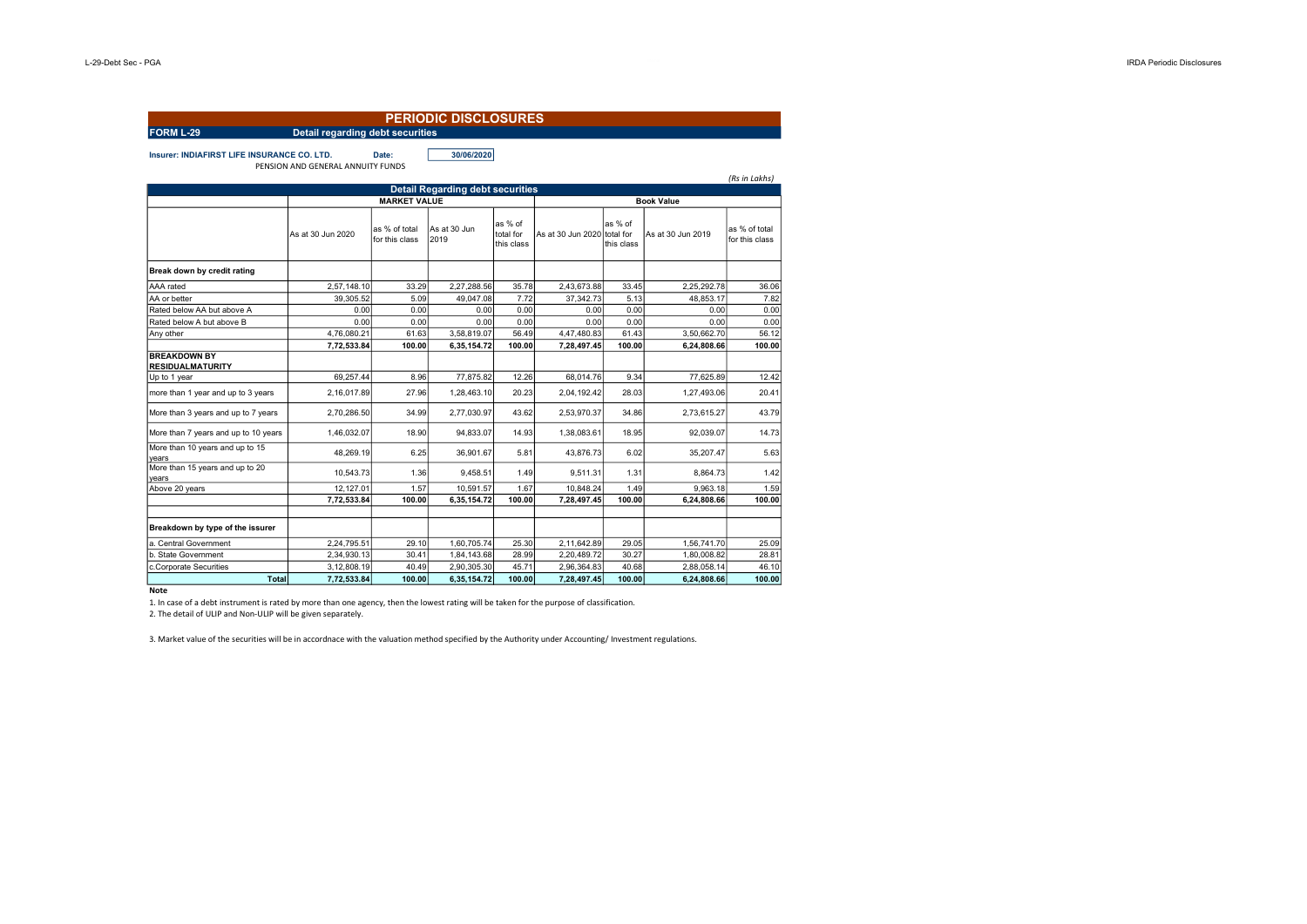# PERIODIC DISCLOSURES

**FORM L-29** **Detail regarding debt securities**

**Insurer: INDIAFIRST LIFE INSURANCE CO. LTD.** **Date:** 30/06/2020

PENSION AND GENERAL ANNUITY FUNDS

*(Rs in Lakhs)*

| Detail Regarding debt securities | | | | | | | | |
|---|---|---|---|---|---|---|---|---|
| | MARKET VALUE | | | | Book Value | | | |
| | As at 30 Jun 2020 | as % of total for this class | As at 30 Jun 2019 | as % of total for this class | As at 30 Jun 2020 | as % of total for this class | As at 30 Jun 2019 | as % of total for this class |
| **Break down by credit rating** | | | | | | | | |
| AAA rated | 2,57,148.10 | 33.29 | 2,27,288.56 | 35.78 | 2,43,673.88 | 33.45 | 2,25,292.78 | 36.06 |
| AA or better | 39,305.52 | 5.09 | 49,047.08 | 7.72 | 37,342.73 | 5.13 | 48,853.17 | 7.82 |
| Rated below AA but above A | 0.00 | 0.00 | 0.00 | 0.00 | 0.00 | 0.00 | 0.00 | 0.00 |
| Rated below A but above B | 0.00 | 0.00 | 0.00 | 0.00 | 0.00 | 0.00 | 0.00 | 0.00 |
| Any other | 4,76,080.21 | 61.63 | 3,58,819.07 | 56.49 | 4,47,480.83 | 61.43 | 3,50,662.70 | 56.12 |
| | **7,72,533.84** | **100.00** | **6,35,154.72** | **100.00** | **7,28,497.45** | **100.00** | **6,24,808.66** | **100.00** |
| **BREAKDOWN BY RESIDUALMATURITY** | | | | | | | | |
| Up to 1 year | 69,257.44 | 8.96 | 77,875.82 | 12.26 | 68,014.76 | 9.34 | 77,625.89 | 12.42 |
| more than 1 year and up to 3 years | 2,16,017.89 | 27.96 | 1,28,463.10 | 20.23 | 2,04,192.42 | 28.03 | 1,27,493.06 | 20.41 |
| More than 3 years and up to 7 years | 2,70,286.50 | 34.99 | 2,77,030.97 | 43.62 | 2,53,970.37 | 34.86 | 2,73,615.27 | 43.79 |
| More than 7 years and up to 10 years | 1,46,032.07 | 18.90 | 94,833.07 | 14.93 | 1,38,083.61 | 18.95 | 92,039.07 | 14.73 |
| More than 10 years and up to 15 years | 48,269.19 | 6.25 | 36,901.67 | 5.81 | 43,876.73 | 6.02 | 35,207.47 | 5.63 |
| More than 15 years and up to 20 years | 10,543.73 | 1.36 | 9,458.51 | 1.49 | 9,511.31 | 1.31 | 8,864.73 | 1.42 |
| Above 20 years | 12,127.01 | 1.57 | 10,591.57 | 1.67 | 10,848.24 | 1.49 | 9,963.18 | 1.59 |
| | **7,72,533.84** | **100.00** | **6,35,154.72** | **100.00** | **7,28,497.45** | **100.00** | **6,24,808.66** | **100.00** |
| **Breakdown by type of the issurer** | | | | | | | | |
| a. Central Government | 2,24,795.51 | 29.10 | 1,60,705.74 | 25.30 | 2,11,642.89 | 29.05 | 1,56,741.70 | 25.09 |
| b. State Government | 2,34,930.13 | 30.41 | 1,84,143.68 | 28.99 | 2,20,489.72 | 30.27 | 1,80,008.82 | 28.81 |
| c.Corporate Securities | 3,12,808.19 | 40.49 | 2,90,305.30 | 45.71 | 2,96,364.83 | 40.68 | 2,88,058.14 | 46.10 |
| **Total** | **7,72,533.84** | **100.00** | **6,35,154.72** | **100.00** | **7,28,497.45** | **100.00** | **6,24,808.66** | **100.00** |

**Note**

1. In case of a debt instrument is rated by more than one agency, then the lowest rating will be taken for the purpose of classification.
2. The detail of ULIP and Non-ULIP will be given separately.
3. Market value of the securities will be in accordnace with the valuation method specified by the Authority under Accounting/ Investment regulations.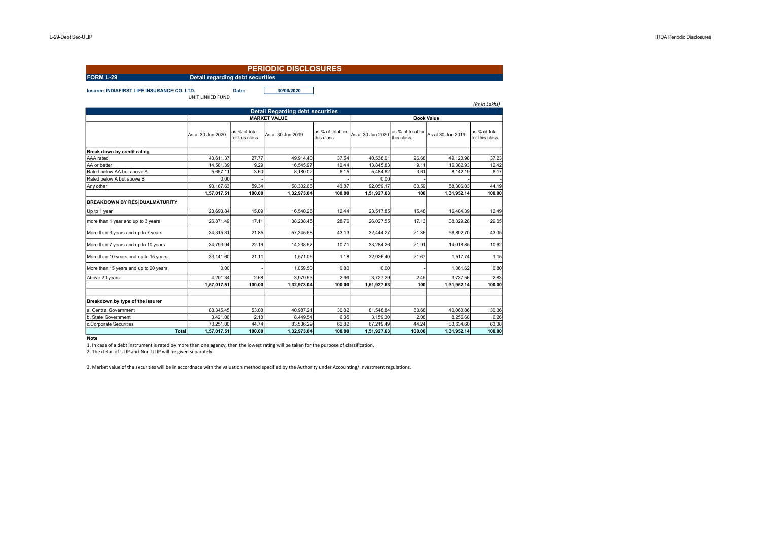# PERIODIC DISCLOSURES

**FORM L-29** **Detail regarding debt securities**

**Insurer: INDIAFIRST LIFE INSURANCE CO. LTD.** **Date:** 30/06/2020

UNIT LINKED FUND

*(Rs in Lakhs)*

| Detail Regarding debt securities | MARKET VALUE | | | | Book Value | | | |
|---|---|---|---|---|---|---|---|---|
| | As at 30 Jun 2020 | as % of total for this class | As at 30 Jun 2019 | as % of total for this class | As at 30 Jun 2020 | as % of total for this class | As at 30 Jun 2019 | as % of total for this class |
| **Break down by credit rating** | | | | | | | | |
| AAA rated | 43,611.37 | 27.77 | 49,914.40 | 37.54 | 40,538.01 | 26.68 | 49,120.98 | 37.23 |
| AA or better | 14,581.39 | 9.29 | 16,545.97 | 12.44 | 13,845.83 | 9.11 | 16,382.93 | 12.42 |
| Rated below AA but above A | 5,657.11 | 3.60 | 8,180.02 | 6.15 | 5,484.62 | 3.61 | 8,142.19 | 6.17 |
| Rated below A but above B | 0.00 | - | - | - | 0.00 | - | - | - |
| Any other | 93,167.63 | 59.34 | 58,332.65 | 43.87 | 92,059.17 | 60.59 | 58,306.03 | 44.19 |
| | 1,57,017.51 | 100.00 | 1,32,973.04 | 100.00 | 1,51,927.63 | 100 | 1,31,952.14 | 100.00 |
| **BREAKDOWN BY RESIDUALMATURITY** | | | | | | | | |
| Up to 1 year | 23,693.84 | 15.09 | 16,540.25 | 12.44 | 23,517.85 | 15.48 | 16,484.39 | 12.49 |
| more than 1 year and up to 3 years | 26,871.49 | 17.11 | 38,238.45 | 28.76 | 26,027.55 | 17.13 | 38,329.28 | 29.05 |
| More than 3 years and up to 7 years | 34,315.31 | 21.85 | 57,345.68 | 43.13 | 32,444.27 | 21.36 | 56,802.70 | 43.05 |
| More than 7 years and up to 10 years | 34,793.94 | 22.16 | 14,238.57 | 10.71 | 33,284.26 | 21.91 | 14,018.85 | 10.62 |
| More than 10 years and up to 15 years | 33,141.60 | 21.11 | 1,571.06 | 1.18 | 32,926.40 | 21.67 | 1,517.74 | 1.15 |
| More than 15 years and up to 20 years | 0.00 | - | 1,059.50 | 0.80 | 0.00 | - | 1,061.62 | 0.80 |
| Above 20 years | 4,201.34 | 2.68 | 3,979.53 | 2.99 | 3,727.29 | 2.45 | 3,737.56 | 2.83 |
| | 1,57,017.51 | 100.00 | 1,32,973.04 | 100.00 | 1,51,927.63 | 100 | 1,31,952.14 | 100.00 |
| **Breakdown by type of the issurer** | | | | | | | | |
| a. Central Government | 83,345.45 | 53.08 | 40,987.21 | 30.82 | 81,548.84 | 53.68 | 40,060.86 | 30.36 |
| b. State Government | 3,421.06 | 2.18 | 8,449.54 | 6.35 | 3,159.30 | 2.08 | 8,256.68 | 6.26 |
| c.Corporate Securities | 70,251.00 | 44.74 | 83,536.29 | 62.82 | 67,219.49 | 44.24 | 83,634.60 | 63.38 |
| **Total** | **1,57,017.51** | **100.00** | **1,32,973.04** | **100.00** | **1,51,927.63** | **100.00** | **1,31,952.14** | **100.00** |

**Note**

1. In case of a debt instrument is rated by more than one agency, then the lowest rating will be taken for the purpose of classification.
2. The detail of ULIP and Non-ULIP will be given separately.
3. Market value of the securities will be in accordnace with the valuation method specified by the Authority under Accounting/ Investment regulations.